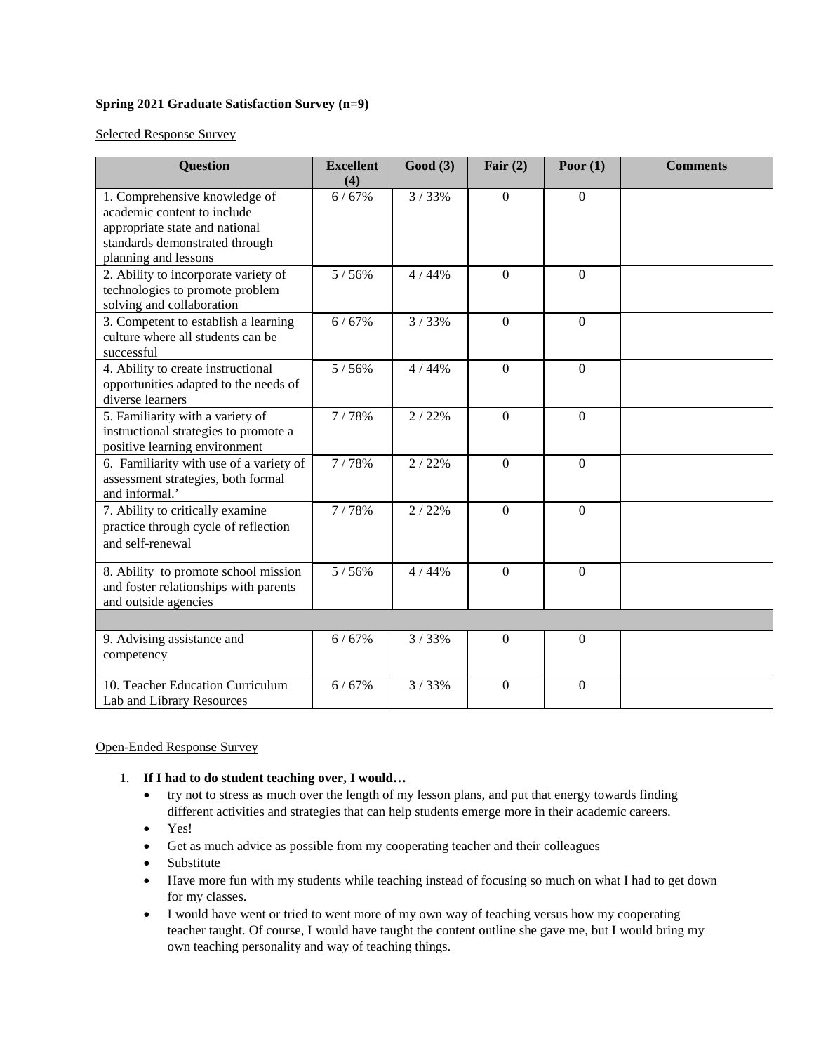**Spring 2021 Graduate Satisfaction Survey (n=9)**

Selected Response Survey

| Question | Excellent (4) | Good (3) | Fair (2) | Poor (1) | Comments |
|---|---|---|---|---|---|
| 1. Comprehensive knowledge of academic content to include appropriate state and national standards demonstrated through planning and lessons | 6 / 67% | 3 / 33% | 0 | 0 | |
| 2. Ability to incorporate variety of technologies to promote problem solving and collaboration | 5 / 56% | 4 / 44% | 0 | 0 | |
| 3. Competent to establish a learning culture where all students can be successful | 6 / 67% | 3 / 33% | 0 | 0 | |
| 4. Ability to create instructional opportunities adapted to the needs of diverse learners | 5 / 56% | 4 / 44% | 0 | 0 | |
| 5. Familiarity with a variety of instructional strategies to promote a positive learning environment | 7 / 78% | 2 / 22% | 0 | 0 | |
| 6. Familiarity with use of a variety of assessment strategies, both formal and informal.' | 7 / 78% | 2 / 22% | 0 | 0 | |
| 7. Ability to critically examine practice through cycle of reflection and self-renewal | 7 / 78% | 2 / 22% | 0 | 0 | |
| 8. Ability to promote school mission and foster relationships with parents and outside agencies | 5 / 56% | 4 / 44% | 0 | 0 | |
| | | | | | |
| 9. Advising assistance and competency | 6 / 67% | 3 / 33% | 0 | 0 | |
| 10. Teacher Education Curriculum Lab and Library Resources | 6 / 67% | 3 / 33% | 0 | 0 | |

Open-Ended Response Survey

1. **If I had to do student teaching over, I would…**
   - try not to stress as much over the length of my lesson plans, and put that energy towards finding different activities and strategies that can help students emerge more in their academic careers.
   - Yes!
   - Get as much advice as possible from my cooperating teacher and their colleagues
   - Substitute
   - Have more fun with my students while teaching instead of focusing so much on what I had to get down for my classes.
   - I would have went or tried to went more of my own way of teaching versus how my cooperating teacher taught. Of course, I would have taught the content outline she gave me, but I would bring my own teaching personality and way of teaching things.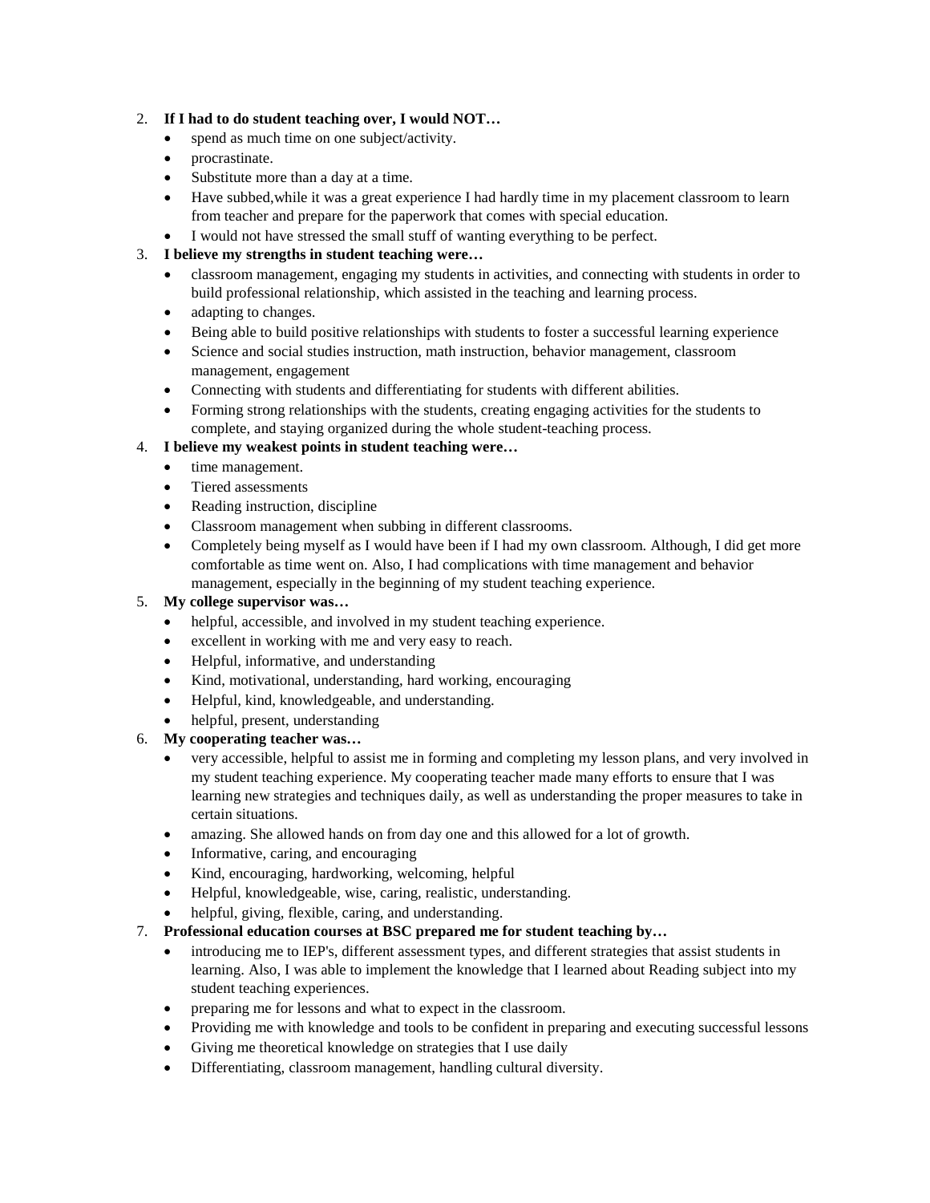2. **If I had to do student teaching over, I would NOT…**
   - spend as much time on one subject/activity.
   - procrastinate.
   - Substitute more than a day at a time.
   - Have subbed,while it was a great experience I had hardly time in my placement classroom to learn from teacher and prepare for the paperwork that comes with special education.
   - I would not have stressed the small stuff of wanting everything to be perfect.
3. **I believe my strengths in student teaching were…**
   - classroom management, engaging my students in activities, and connecting with students in order to build professional relationship, which assisted in the teaching and learning process.
   - adapting to changes.
   - Being able to build positive relationships with students to foster a successful learning experience
   - Science and social studies instruction, math instruction, behavior management, classroom management, engagement
   - Connecting with students and differentiating for students with different abilities.
   - Forming strong relationships with the students, creating engaging activities for the students to complete, and staying organized during the whole student-teaching process.
4. **I believe my weakest points in student teaching were…**
   - time management.
   - Tiered assessments
   - Reading instruction, discipline
   - Classroom management when subbing in different classrooms.
   - Completely being myself as I would have been if I had my own classroom. Although, I did get more comfortable as time went on. Also, I had complications with time management and behavior management, especially in the beginning of my student teaching experience.
5. **My college supervisor was…**
   - helpful, accessible, and involved in my student teaching experience.
   - excellent in working with me and very easy to reach.
   - Helpful, informative, and understanding
   - Kind, motivational, understanding, hard working, encouraging
   - Helpful, kind, knowledgeable, and understanding.
   - helpful, present, understanding
6. **My cooperating teacher was…**
   - very accessible, helpful to assist me in forming and completing my lesson plans, and very involved in my student teaching experience. My cooperating teacher made many efforts to ensure that I was learning new strategies and techniques daily, as well as understanding the proper measures to take in certain situations.
   - amazing. She allowed hands on from day one and this allowed for a lot of growth.
   - Informative, caring, and encouraging
   - Kind, encouraging, hardworking, welcoming, helpful
   - Helpful, knowledgeable, wise, caring, realistic, understanding.
   - helpful, giving, flexible, caring, and understanding.
7. **Professional education courses at BSC prepared me for student teaching by…**
   - introducing me to IEP's, different assessment types, and different strategies that assist students in learning. Also, I was able to implement the knowledge that I learned about Reading subject into my student teaching experiences.
   - preparing me for lessons and what to expect in the classroom.
   - Providing me with knowledge and tools to be confident in preparing and executing successful lessons
   - Giving me theoretical knowledge on strategies that I use daily
   - Differentiating, classroom management, handling cultural diversity.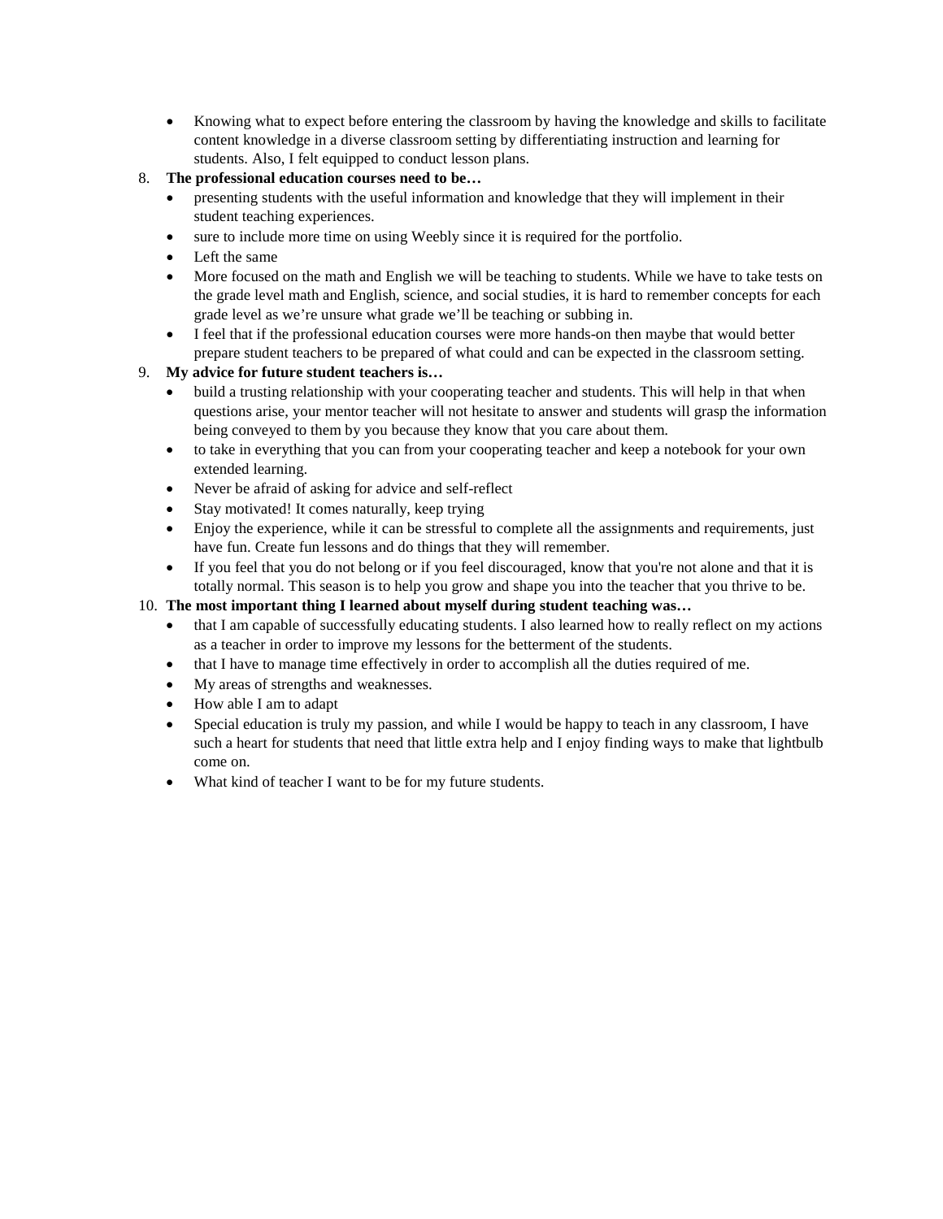- Knowing what to expect before entering the classroom by having the knowledge and skills to facilitate content knowledge in a diverse classroom setting by differentiating instruction and learning for students. Also, I felt equipped to conduct lesson plans.

8. **The professional education courses need to be…**
   - presenting students with the useful information and knowledge that they will implement in their student teaching experiences.
   - sure to include more time on using Weebly since it is required for the portfolio.
   - Left the same
   - More focused on the math and English we will be teaching to students. While we have to take tests on the grade level math and English, science, and social studies, it is hard to remember concepts for each grade level as we're unsure what grade we'll be teaching or subbing in.
   - I feel that if the professional education courses were more hands-on then maybe that would better prepare student teachers to be prepared of what could and can be expected in the classroom setting.
9. **My advice for future student teachers is…**
   - build a trusting relationship with your cooperating teacher and students. This will help in that when questions arise, your mentor teacher will not hesitate to answer and students will grasp the information being conveyed to them by you because they know that you care about them.
   - to take in everything that you can from your cooperating teacher and keep a notebook for your own extended learning.
   - Never be afraid of asking for advice and self-reflect
   - Stay motivated! It comes naturally, keep trying
   - Enjoy the experience, while it can be stressful to complete all the assignments and requirements, just have fun. Create fun lessons and do things that they will remember.
   - If you feel that you do not belong or if you feel discouraged, know that you're not alone and that it is totally normal. This season is to help you grow and shape you into the teacher that you thrive to be.
10. **The most important thing I learned about myself during student teaching was…**
    - that I am capable of successfully educating students. I also learned how to really reflect on my actions as a teacher in order to improve my lessons for the betterment of the students.
    - that I have to manage time effectively in order to accomplish all the duties required of me.
    - My areas of strengths and weaknesses.
    - How able I am to adapt
    - Special education is truly my passion, and while I would be happy to teach in any classroom, I have such a heart for students that need that little extra help and I enjoy finding ways to make that lightbulb come on.
    - What kind of teacher I want to be for my future students.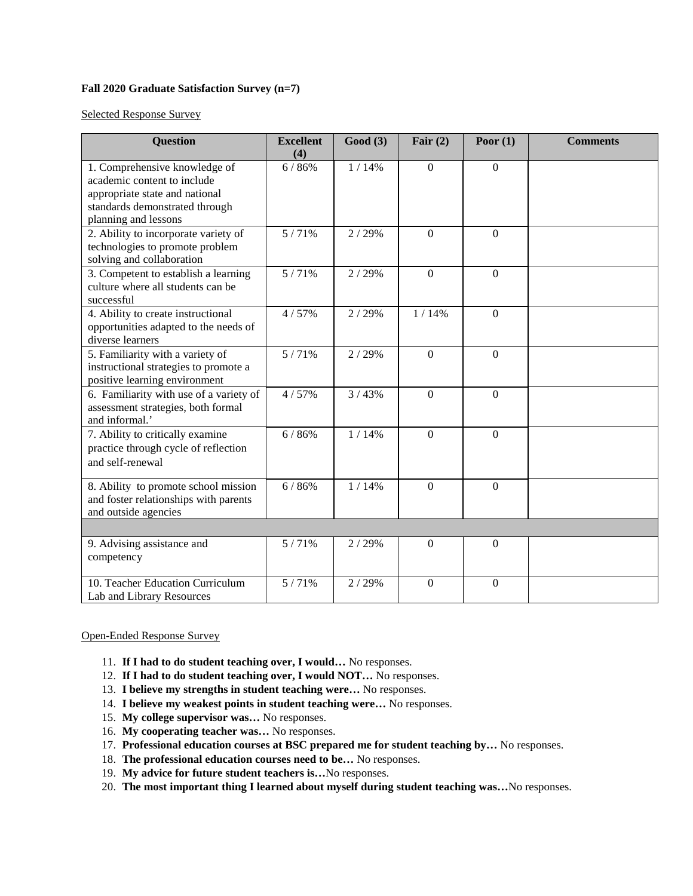**Fall 2020 Graduate Satisfaction Survey (n=7)**

Selected Response Survey

| Question | Excellent (4) | Good (3) | Fair (2) | Poor (1) | Comments |
|---|---|---|---|---|---|
| 1. Comprehensive knowledge of academic content to include appropriate state and national standards demonstrated through planning and lessons | 6 / 86% | 1 / 14% | 0 | 0 | |
| 2. Ability to incorporate variety of technologies to promote problem solving and collaboration | 5 / 71% | 2 / 29% | 0 | 0 | |
| 3. Competent to establish a learning culture where all students can be successful | 5 / 71% | 2 / 29% | 0 | 0 | |
| 4. Ability to create instructional opportunities adapted to the needs of diverse learners | 4 / 57% | 2 / 29% | 1 / 14% | 0 | |
| 5. Familiarity with a variety of instructional strategies to promote a positive learning environment | 5 / 71% | 2 / 29% | 0 | 0 | |
| 6. Familiarity with use of a variety of assessment strategies, both formal and informal.' | 4 / 57% | 3 / 43% | 0 | 0 | |
| 7. Ability to critically examine practice through cycle of reflection and self-renewal | 6 / 86% | 1 / 14% | 0 | 0 | |
| 8. Ability to promote school mission and foster relationships with parents and outside agencies | 6 / 86% | 1 / 14% | 0 | 0 | |
| | | | | | |
| 9. Advising assistance and competency | 5 / 71% | 2 / 29% | 0 | 0 | |
| 10. Teacher Education Curriculum Lab and Library Resources | 5 / 71% | 2 / 29% | 0 | 0 | |

Open-Ended Response Survey

11. **If I had to do student teaching over, I would…** No responses.
12. **If I had to do student teaching over, I would NOT…** No responses.
13. **I believe my strengths in student teaching were…** No responses.
14. **I believe my weakest points in student teaching were…** No responses.
15. **My college supervisor was…** No responses.
16. **My cooperating teacher was…** No responses.
17. **Professional education courses at BSC prepared me for student teaching by…** No responses.
18. **The professional education courses need to be…** No responses.
19. **My advice for future student teachers is…**No responses.
20. **The most important thing I learned about myself during student teaching was…**No responses.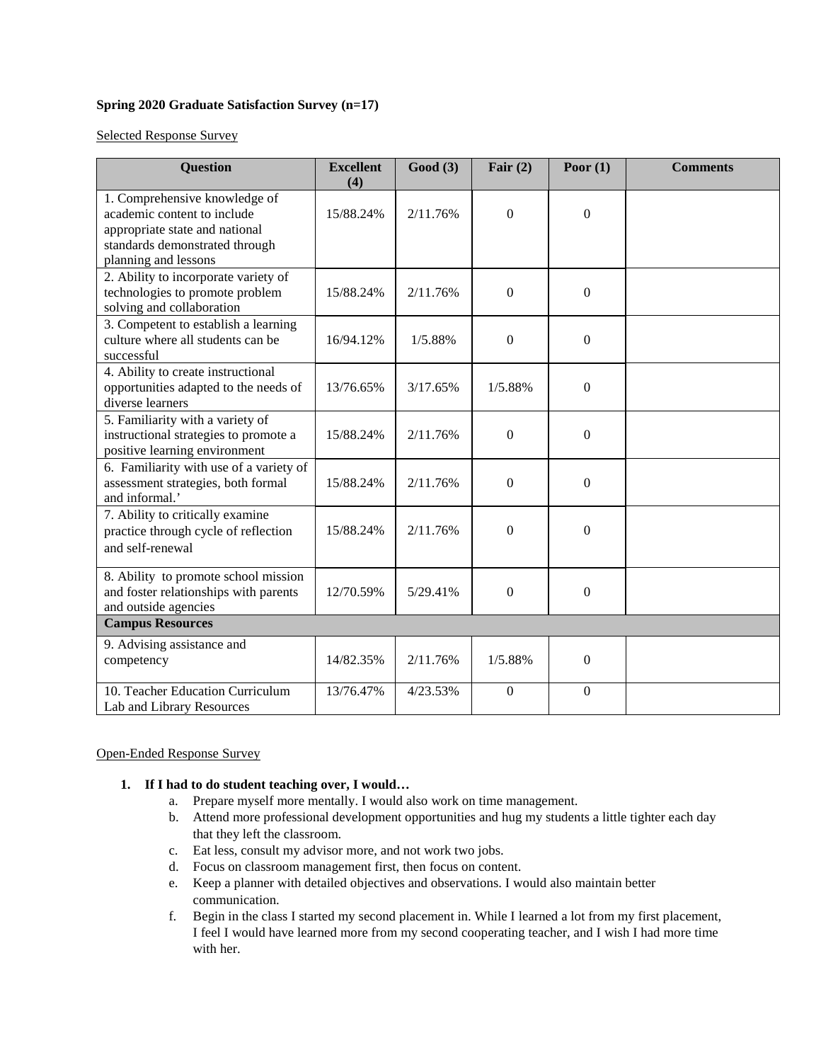**Spring 2020 Graduate Satisfaction Survey (n=17)**

Selected Response Survey

| Question | Excellent (4) | Good (3) | Fair (2) | Poor (1) | Comments |
|---|---|---|---|---|---|
| 1. Comprehensive knowledge of academic content to include appropriate state and national standards demonstrated through planning and lessons | 15/88.24% | 2/11.76% | 0 | 0 | |
| 2. Ability to incorporate variety of technologies to promote problem solving and collaboration | 15/88.24% | 2/11.76% | 0 | 0 | |
| 3. Competent to establish a learning culture where all students can be successful | 16/94.12% | 1/5.88% | 0 | 0 | |
| 4. Ability to create instructional opportunities adapted to the needs of diverse learners | 13/76.65% | 3/17.65% | 1/5.88% | 0 | |
| 5. Familiarity with a variety of instructional strategies to promote a positive learning environment | 15/88.24% | 2/11.76% | 0 | 0 | |
| 6. Familiarity with use of a variety of assessment strategies, both formal and informal.' | 15/88.24% | 2/11.76% | 0 | 0 | |
| 7. Ability to critically examine practice through cycle of reflection and self-renewal | 15/88.24% | 2/11.76% | 0 | 0 | |
| 8. Ability to promote school mission and foster relationships with parents and outside agencies | 12/70.59% | 5/29.41% | 0 | 0 | |
| **Campus Resources** | | | | | |
| 9. Advising assistance and competency | 14/82.35% | 2/11.76% | 1/5.88% | 0 | |
| 10. Teacher Education Curriculum Lab and Library Resources | 13/76.47% | 4/23.53% | 0 | 0 | |

Open-Ended Response Survey

1. **If I had to do student teaching over, I would…**
   a. Prepare myself more mentally. I would also work on time management.
   b. Attend more professional development opportunities and hug my students a little tighter each day that they left the classroom.
   c. Eat less, consult my advisor more, and not work two jobs.
   d. Focus on classroom management first, then focus on content.
   e. Keep a planner with detailed objectives and observations. I would also maintain better communication.
   f. Begin in the class I started my second placement in. While I learned a lot from my first placement, I feel I would have learned more from my second cooperating teacher, and I wish I had more time with her.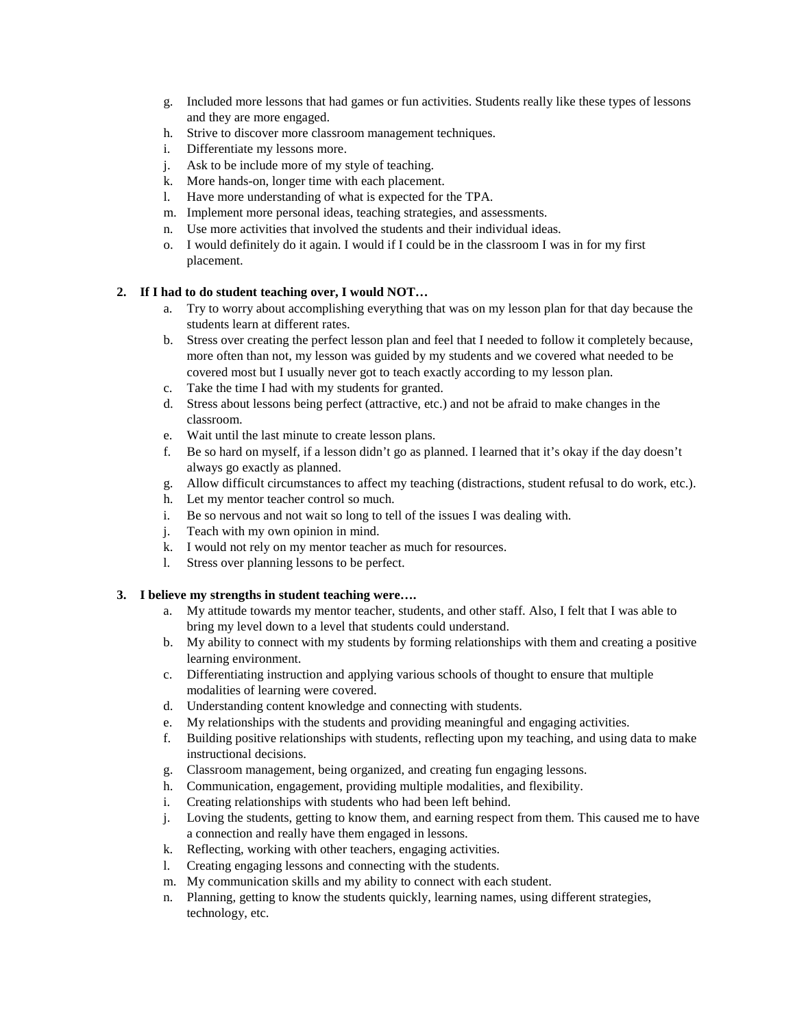g. Included more lessons that had games or fun activities. Students really like these types of lessons and they are more engaged.
h. Strive to discover more classroom management techniques.
i. Differentiate my lessons more.
j. Ask to be include more of my style of teaching.
k. More hands-on, longer time with each placement.
l. Have more understanding of what is expected for the TPA.
m. Implement more personal ideas, teaching strategies, and assessments.
n. Use more activities that involved the students and their individual ideas.
o. I would definitely do it again. I would if I could be in the classroom I was in for my first placement.

**2. If I had to do student teaching over, I would NOT…**

a. Try to worry about accomplishing everything that was on my lesson plan for that day because the students learn at different rates.
b. Stress over creating the perfect lesson plan and feel that I needed to follow it completely because, more often than not, my lesson was guided by my students and we covered what needed to be covered most but I usually never got to teach exactly according to my lesson plan.
c. Take the time I had with my students for granted.
d. Stress about lessons being perfect (attractive, etc.) and not be afraid to make changes in the classroom.
e. Wait until the last minute to create lesson plans.
f. Be so hard on myself, if a lesson didn't go as planned. I learned that it's okay if the day doesn't always go exactly as planned.
g. Allow difficult circumstances to affect my teaching (distractions, student refusal to do work, etc.).
h. Let my mentor teacher control so much.
i. Be so nervous and not wait so long to tell of the issues I was dealing with.
j. Teach with my own opinion in mind.
k. I would not rely on my mentor teacher as much for resources.
l. Stress over planning lessons to be perfect.

**3. I believe my strengths in student teaching were….**

a. My attitude towards my mentor teacher, students, and other staff. Also, I felt that I was able to bring my level down to a level that students could understand.
b. My ability to connect with my students by forming relationships with them and creating a positive learning environment.
c. Differentiating instruction and applying various schools of thought to ensure that multiple modalities of learning were covered.
d. Understanding content knowledge and connecting with students.
e. My relationships with the students and providing meaningful and engaging activities.
f. Building positive relationships with students, reflecting upon my teaching, and using data to make instructional decisions.
g. Classroom management, being organized, and creating fun engaging lessons.
h. Communication, engagement, providing multiple modalities, and flexibility.
i. Creating relationships with students who had been left behind.
j. Loving the students, getting to know them, and earning respect from them. This caused me to have a connection and really have them engaged in lessons.
k. Reflecting, working with other teachers, engaging activities.
l. Creating engaging lessons and connecting with the students.
m. My communication skills and my ability to connect with each student.
n. Planning, getting to know the students quickly, learning names, using different strategies, technology, etc.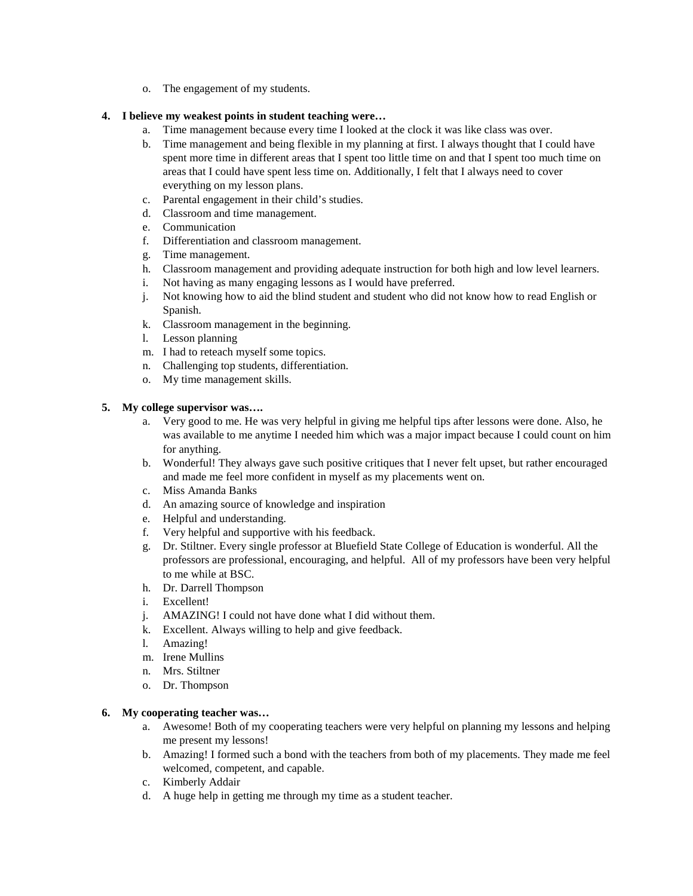o. The engagement of my students.

**4. I believe my weakest points in student teaching were…**

a. Time management because every time I looked at the clock it was like class was over.
b. Time management and being flexible in my planning at first. I always thought that I could have spent more time in different areas that I spent too little time on and that I spent too much time on areas that I could have spent less time on. Additionally, I felt that I always need to cover everything on my lesson plans.
c. Parental engagement in their child's studies.
d. Classroom and time management.
e. Communication
f. Differentiation and classroom management.
g. Time management.
h. Classroom management and providing adequate instruction for both high and low level learners.
i. Not having as many engaging lessons as I would have preferred.
j. Not knowing how to aid the blind student and student who did not know how to read English or Spanish.
k. Classroom management in the beginning.
l. Lesson planning
m. I had to reteach myself some topics.
n. Challenging top students, differentiation.
o. My time management skills.

**5. My college supervisor was….**

a. Very good to me. He was very helpful in giving me helpful tips after lessons were done. Also, he was available to me anytime I needed him which was a major impact because I could count on him for anything.
b. Wonderful! They always gave such positive critiques that I never felt upset, but rather encouraged and made me feel more confident in myself as my placements went on.
c. Miss Amanda Banks
d. An amazing source of knowledge and inspiration
e. Helpful and understanding.
f. Very helpful and supportive with his feedback.
g. Dr. Stiltner. Every single professor at Bluefield State College of Education is wonderful. All the professors are professional, encouraging, and helpful. All of my professors have been very helpful to me while at BSC.
h. Dr. Darrell Thompson
i. Excellent!
j. AMAZING! I could not have done what I did without them.
k. Excellent. Always willing to help and give feedback.
l. Amazing!
m. Irene Mullins
n. Mrs. Stiltner
o. Dr. Thompson

**6. My cooperating teacher was…**

a. Awesome! Both of my cooperating teachers were very helpful on planning my lessons and helping me present my lessons!
b. Amazing! I formed such a bond with the teachers from both of my placements. They made me feel welcomed, competent, and capable.
c. Kimberly Addair
d. A huge help in getting me through my time as a student teacher.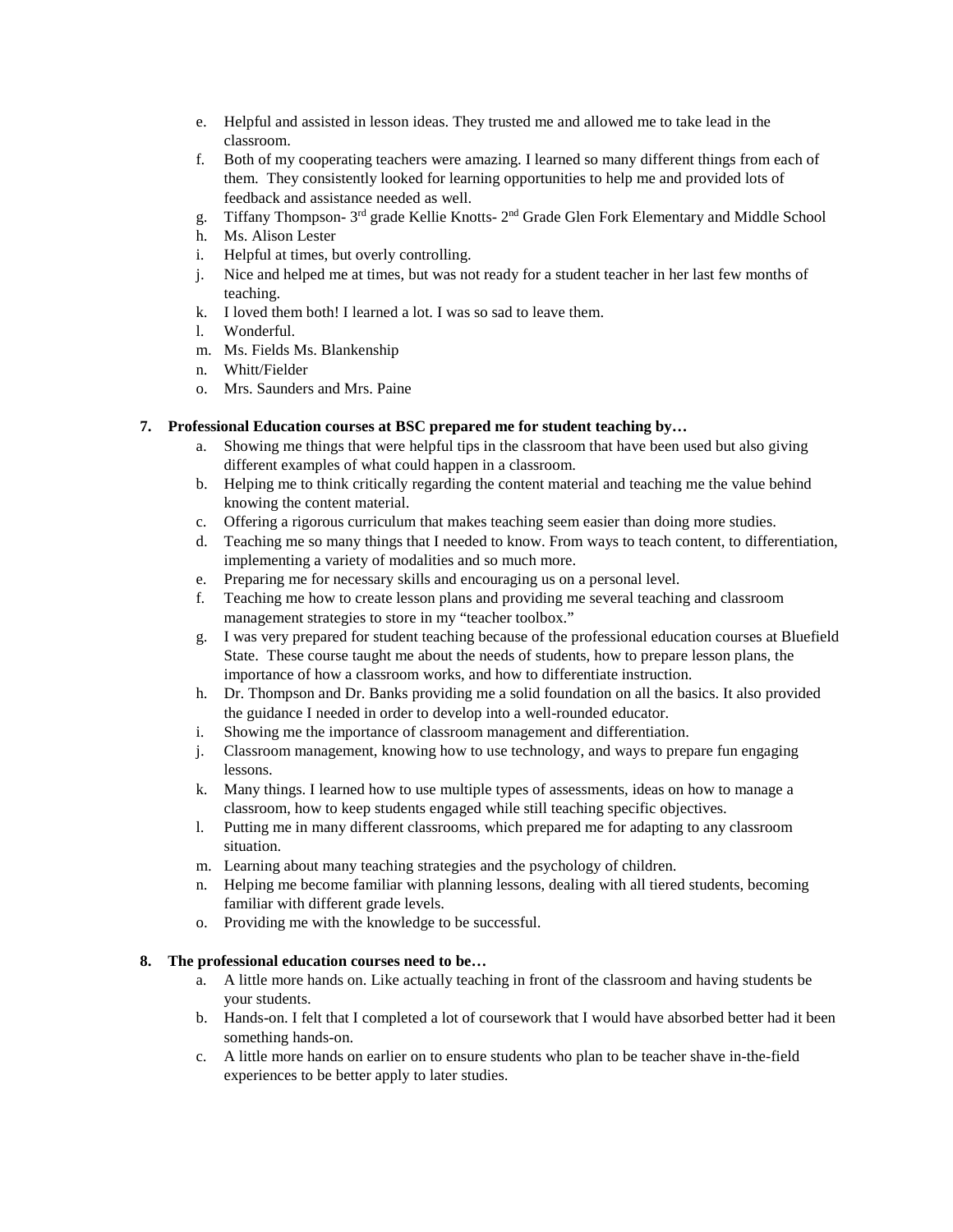e. Helpful and assisted in lesson ideas. They trusted me and allowed me to take lead in the classroom.
f. Both of my cooperating teachers were amazing. I learned so many different things from each of them. They consistently looked for learning opportunities to help me and provided lots of feedback and assistance needed as well.
g. Tiffany Thompson- 3rd grade Kellie Knotts- 2nd Grade Glen Fork Elementary and Middle School
h. Ms. Alison Lester
i. Helpful at times, but overly controlling.
j. Nice and helped me at times, but was not ready for a student teacher in her last few months of teaching.
k. I loved them both! I learned a lot. I was so sad to leave them.
l. Wonderful.
m. Ms. Fields Ms. Blankenship
n. Whitt/Fielder
o. Mrs. Saunders and Mrs. Paine

**7. Professional Education courses at BSC prepared me for student teaching by…**

a. Showing me things that were helpful tips in the classroom that have been used but also giving different examples of what could happen in a classroom.
b. Helping me to think critically regarding the content material and teaching me the value behind knowing the content material.
c. Offering a rigorous curriculum that makes teaching seem easier than doing more studies.
d. Teaching me so many things that I needed to know. From ways to teach content, to differentiation, implementing a variety of modalities and so much more.
e. Preparing me for necessary skills and encouraging us on a personal level.
f. Teaching me how to create lesson plans and providing me several teaching and classroom management strategies to store in my "teacher toolbox."
g. I was very prepared for student teaching because of the professional education courses at Bluefield State. These course taught me about the needs of students, how to prepare lesson plans, the importance of how a classroom works, and how to differentiate instruction.
h. Dr. Thompson and Dr. Banks providing me a solid foundation on all the basics. It also provided the guidance I needed in order to develop into a well-rounded educator.
i. Showing me the importance of classroom management and differentiation.
j. Classroom management, knowing how to use technology, and ways to prepare fun engaging lessons.
k. Many things. I learned how to use multiple types of assessments, ideas on how to manage a classroom, how to keep students engaged while still teaching specific objectives.
l. Putting me in many different classrooms, which prepared me for adapting to any classroom situation.
m. Learning about many teaching strategies and the psychology of children.
n. Helping me become familiar with planning lessons, dealing with all tiered students, becoming familiar with different grade levels.
o. Providing me with the knowledge to be successful.

**8. The professional education courses need to be…**

a. A little more hands on. Like actually teaching in front of the classroom and having students be your students.
b. Hands-on. I felt that I completed a lot of coursework that I would have absorbed better had it been something hands-on.
c. A little more hands on earlier on to ensure students who plan to be teacher shave in-the-field experiences to be better apply to later studies.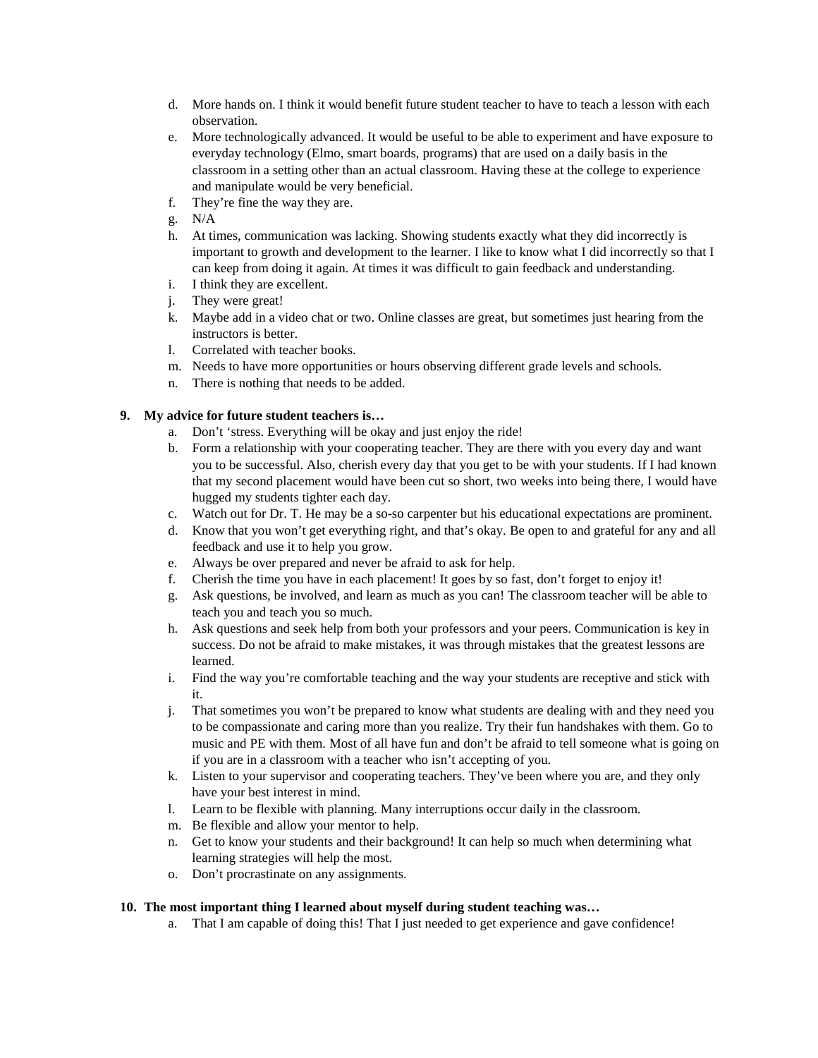d. More hands on. I think it would benefit future student teacher to have to teach a lesson with each observation.
e. More technologically advanced. It would be useful to be able to experiment and have exposure to everyday technology (Elmo, smart boards, programs) that are used on a daily basis in the classroom in a setting other than an actual classroom. Having these at the college to experience and manipulate would be very beneficial.
f. They're fine the way they are.
g. N/A
h. At times, communication was lacking. Showing students exactly what they did incorrectly is important to growth and development to the learner. I like to know what I did incorrectly so that I can keep from doing it again. At times it was difficult to gain feedback and understanding.
i. I think they are excellent.
j. They were great!
k. Maybe add in a video chat or two. Online classes are great, but sometimes just hearing from the instructors is better.
l. Correlated with teacher books.
m. Needs to have more opportunities or hours observing different grade levels and schools.
n. There is nothing that needs to be added.

**9. My advice for future student teachers is…**

a. Don't 'stress. Everything will be okay and just enjoy the ride!
b. Form a relationship with your cooperating teacher. They are there with you every day and want you to be successful. Also, cherish every day that you get to be with your students. If I had known that my second placement would have been cut so short, two weeks into being there, I would have hugged my students tighter each day.
c. Watch out for Dr. T. He may be a so-so carpenter but his educational expectations are prominent.
d. Know that you won't get everything right, and that's okay. Be open to and grateful for any and all feedback and use it to help you grow.
e. Always be over prepared and never be afraid to ask for help.
f. Cherish the time you have in each placement! It goes by so fast, don't forget to enjoy it!
g. Ask questions, be involved, and learn as much as you can! The classroom teacher will be able to teach you and teach you so much.
h. Ask questions and seek help from both your professors and your peers. Communication is key in success. Do not be afraid to make mistakes, it was through mistakes that the greatest lessons are learned.
i. Find the way you're comfortable teaching and the way your students are receptive and stick with it.
j. That sometimes you won't be prepared to know what students are dealing with and they need you to be compassionate and caring more than you realize. Try their fun handshakes with them. Go to music and PE with them. Most of all have fun and don't be afraid to tell someone what is going on if you are in a classroom with a teacher who isn't accepting of you.
k. Listen to your supervisor and cooperating teachers. They've been where you are, and they only have your best interest in mind.
l. Learn to be flexible with planning. Many interruptions occur daily in the classroom.
m. Be flexible and allow your mentor to help.
n. Get to know your students and their background! It can help so much when determining what learning strategies will help the most.
o. Don't procrastinate on any assignments.

**10. The most important thing I learned about myself during student teaching was…**

a. That I am capable of doing this! That I just needed to get experience and gave confidence!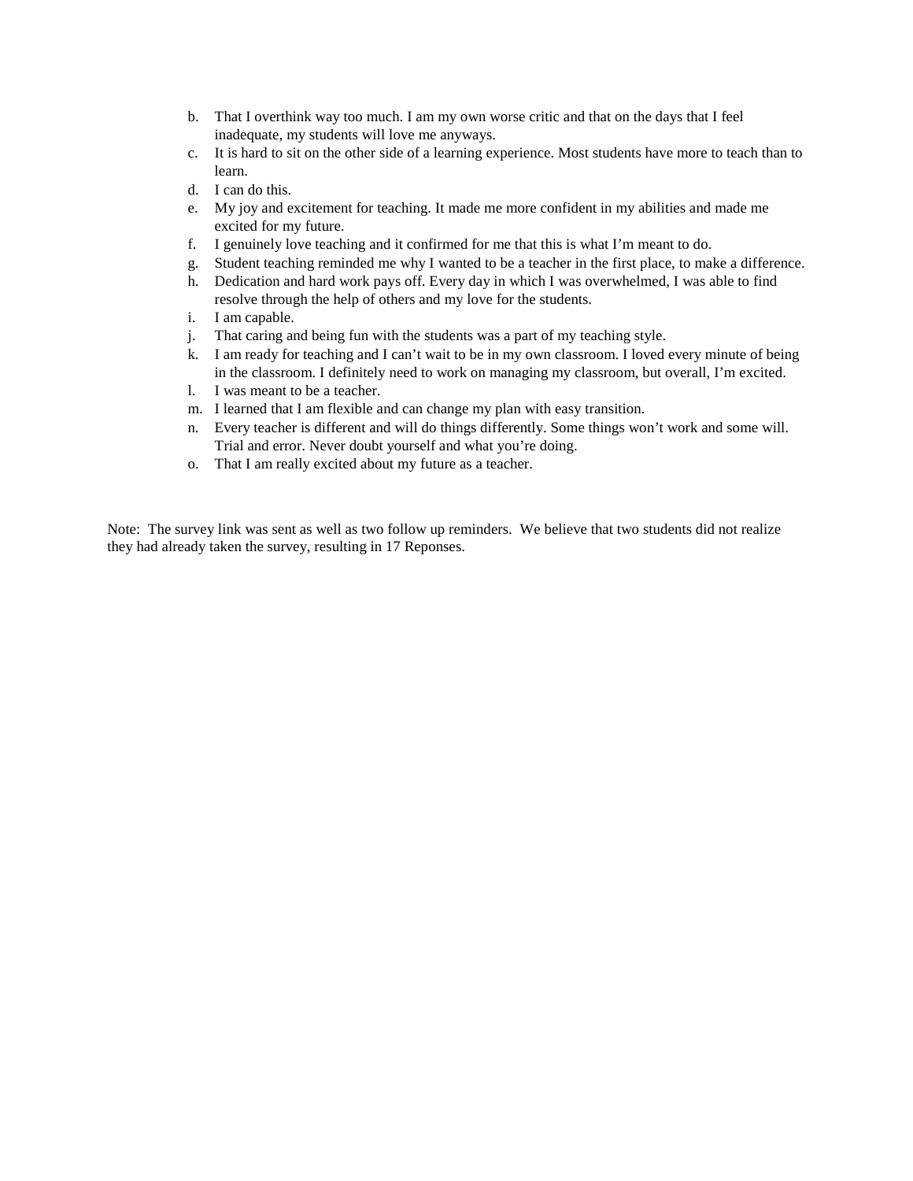b. That I overthink way too much. I am my own worse critic and that on the days that I feel inadequate, my students will love me anyways.
c. It is hard to sit on the other side of a learning experience. Most students have more to teach than to learn.
d. I can do this.
e. My joy and excitement for teaching. It made me more confident in my abilities and made me excited for my future.
f. I genuinely love teaching and it confirmed for me that this is what I'm meant to do.
g. Student teaching reminded me why I wanted to be a teacher in the first place, to make a difference.
h. Dedication and hard work pays off. Every day in which I was overwhelmed, I was able to find resolve through the help of others and my love for the students.
i. I am capable.
j. That caring and being fun with the students was a part of my teaching style.
k. I am ready for teaching and I can't wait to be in my own classroom. I loved every minute of being in the classroom. I definitely need to work on managing my classroom, but overall, I'm excited.
l. I was meant to be a teacher.
m. I learned that I am flexible and can change my plan with easy transition.
n. Every teacher is different and will do things differently. Some things won't work and some will. Trial and error. Never doubt yourself and what you're doing.
o. That I am really excited about my future as a teacher.

Note: The survey link was sent as well as two follow up reminders. We believe that two students did not realize they had already taken the survey, resulting in 17 Reponses.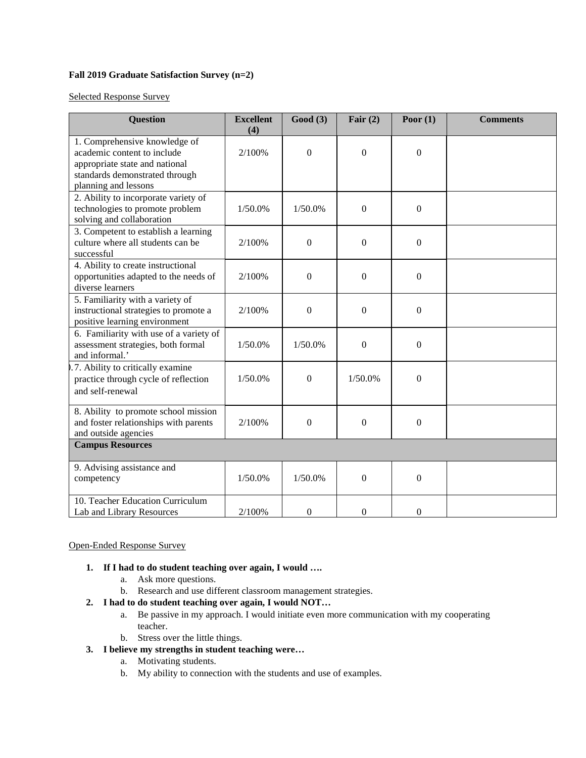**Fall 2019 Graduate Satisfaction Survey (n=2)**

Selected Response Survey

| Question | Excellent (4) | Good (3) | Fair (2) | Poor (1) | Comments |
|---|---|---|---|---|---|
| 1. Comprehensive knowledge of academic content to include appropriate state and national standards demonstrated through planning and lessons | 2/100% | 0 | 0 | 0 | |
| 2. Ability to incorporate variety of technologies to promote problem solving and collaboration | 1/50.0% | 1/50.0% | 0 | 0 | |
| 3. Competent to establish a learning culture where all students can be successful | 2/100% | 0 | 0 | 0 | |
| 4. Ability to create instructional opportunities adapted to the needs of diverse learners | 2/100% | 0 | 0 | 0 | |
| 5. Familiarity with a variety of instructional strategies to promote a positive learning environment | 2/100% | 0 | 0 | 0 | |
| 6. Familiarity with use of a variety of assessment strategies, both formal and informal.' | 1/50.0% | 1/50.0% | 0 | 0 | |
| ).7. Ability to critically examine practice through cycle of reflection and self-renewal | 1/50.0% | 0 | 1/50.0% | 0 | |
| 8. Ability to promote school mission and foster relationships with parents and outside agencies | 2/100% | 0 | 0 | 0 | |
| **Campus Resources** | | | | | |
| 9. Advising assistance and competency | 1/50.0% | 1/50.0% | 0 | 0 | |
| 10. Teacher Education Curriculum Lab and Library Resources | 2/100% | 0 | 0 | 0 | |

Open-Ended Response Survey

1. **If I had to do student teaching over again, I would ….**
   a. Ask more questions.
   b. Research and use different classroom management strategies.
2. **I had to do student teaching over again, I would NOT…**
   a. Be passive in my approach. I would initiate even more communication with my cooperating teacher.
   b. Stress over the little things.
3. **I believe my strengths in student teaching were…**
   a. Motivating students.
   b. My ability to connection with the students and use of examples.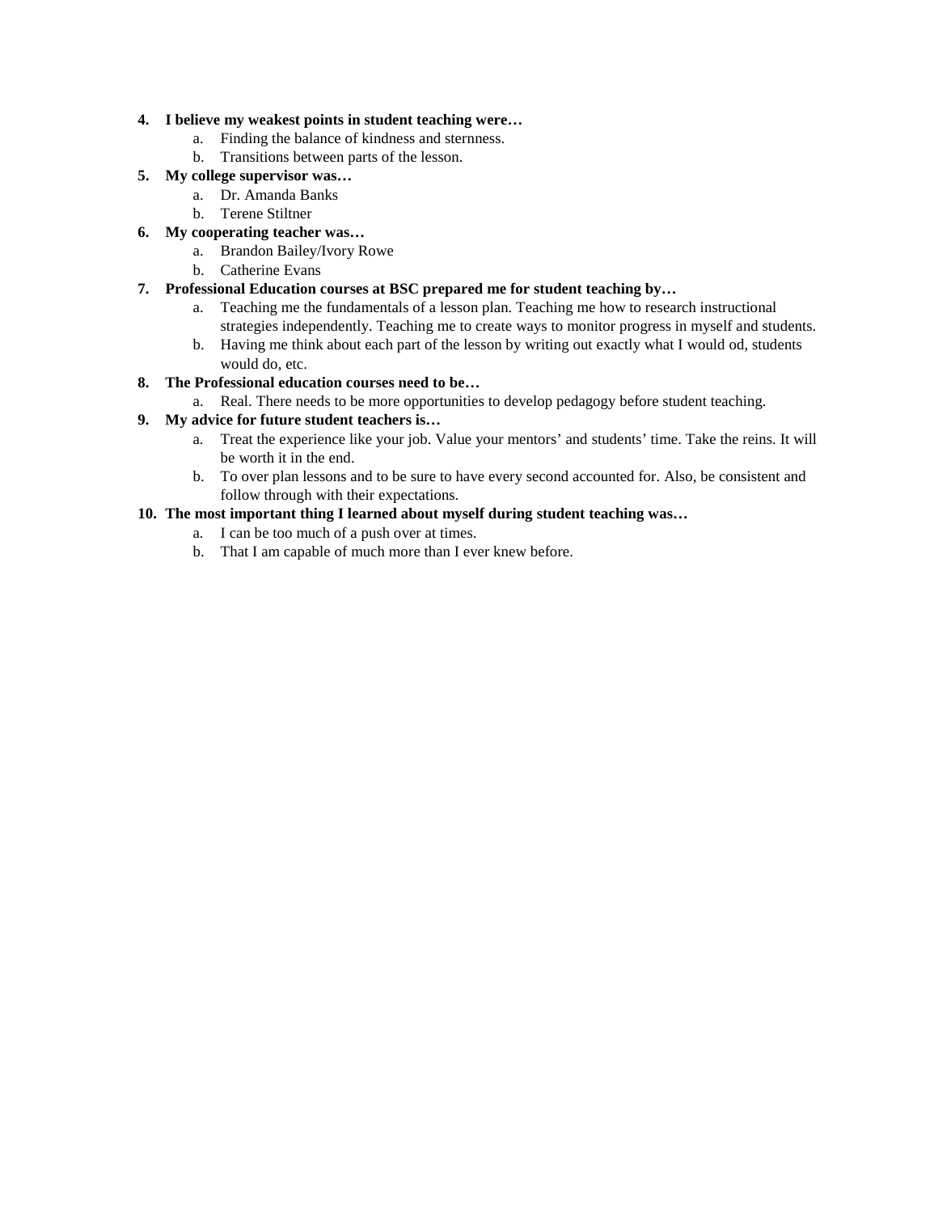4. **I believe my weakest points in student teaching were…**
    a. Finding the balance of kindness and sternness.
    b. Transitions between parts of the lesson.
5. **My college supervisor was…**
    a. Dr. Amanda Banks
    b. Terene Stiltner
6. **My cooperating teacher was…**
    a. Brandon Bailey/Ivory Rowe
    b. Catherine Evans
7. **Professional Education courses at BSC prepared me for student teaching by…**
    a. Teaching me the fundamentals of a lesson plan. Teaching me how to research instructional strategies independently. Teaching me to create ways to monitor progress in myself and students.
    b. Having me think about each part of the lesson by writing out exactly what I would od, students would do, etc.
8. **The Professional education courses need to be…**
    a. Real. There needs to be more opportunities to develop pedagogy before student teaching.
9. **My advice for future student teachers is…**
    a. Treat the experience like your job. Value your mentors' and students' time. Take the reins. It will be worth it in the end.
    b. To over plan lessons and to be sure to have every second accounted for. Also, be consistent and follow through with their expectations.
10. **The most important thing I learned about myself during student teaching was…**
    a. I can be too much of a push over at times.
    b. That I am capable of much more than I ever knew before.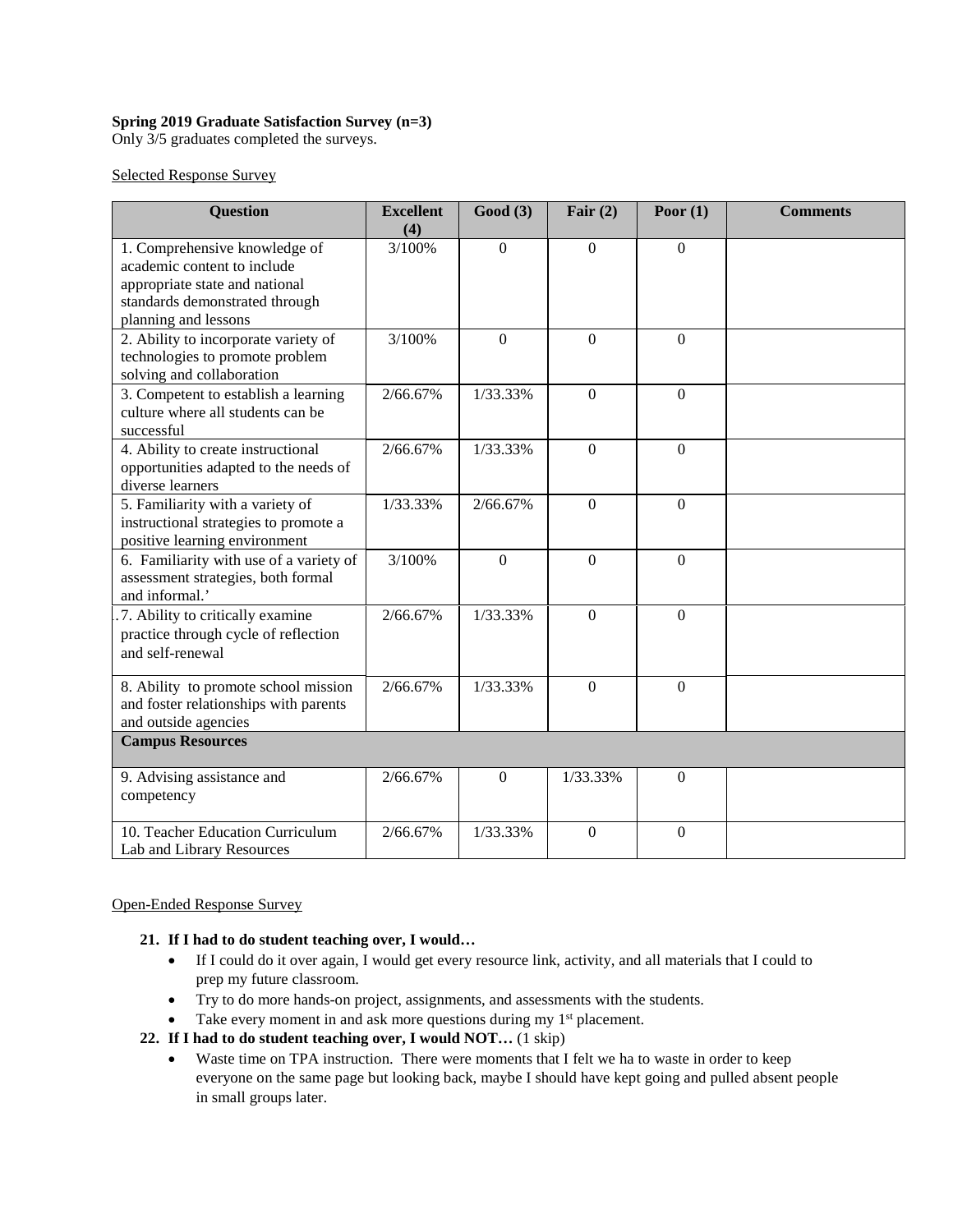**Spring 2019 Graduate Satisfaction Survey (n=3)**
Only 3/5 graduates completed the surveys.

Selected Response Survey

| Question | Excellent (4) | Good (3) | Fair (2) | Poor (1) | Comments |
|---|---|---|---|---|---|
| 1. Comprehensive knowledge of academic content to include appropriate state and national standards demonstrated through planning and lessons | 3/100% | 0 | 0 | 0 | |
| 2. Ability to incorporate variety of technologies to promote problem solving and collaboration | 3/100% | 0 | 0 | 0 | |
| 3. Competent to establish a learning culture where all students can be successful | 2/66.67% | 1/33.33% | 0 | 0 | |
| 4. Ability to create instructional opportunities adapted to the needs of diverse learners | 2/66.67% | 1/33.33% | 0 | 0 | |
| 5. Familiarity with a variety of instructional strategies to promote a positive learning environment | 1/33.33% | 2/66.67% | 0 | 0 | |
| 6. Familiarity with use of a variety of assessment strategies, both formal and informal.' | 3/100% | 0 | 0 | 0 | |
| .7. Ability to critically examine practice through cycle of reflection and self-renewal | 2/66.67% | 1/33.33% | 0 | 0 | |
| 8. Ability to promote school mission and foster relationships with parents and outside agencies | 2/66.67% | 1/33.33% | 0 | 0 | |
| **Campus Resources** | | | | | |
| 9. Advising assistance and competency | 2/66.67% | 0 | 1/33.33% | 0 | |
| 10. Teacher Education Curriculum Lab and Library Resources | 2/66.67% | 1/33.33% | 0 | 0 | |

Open-Ended Response Survey

**21. If I had to do student teaching over, I would…**

- If I could do it over again, I would get every resource link, activity, and all materials that I could to prep my future classroom.
- Try to do more hands-on project, assignments, and assessments with the students.
- Take every moment in and ask more questions during my 1st placement.

**22. If I had to do student teaching over, I would NOT…** (1 skip)

- Waste time on TPA instruction. There were moments that I felt we ha to waste in order to keep everyone on the same page but looking back, maybe I should have kept going and pulled absent people in small groups later.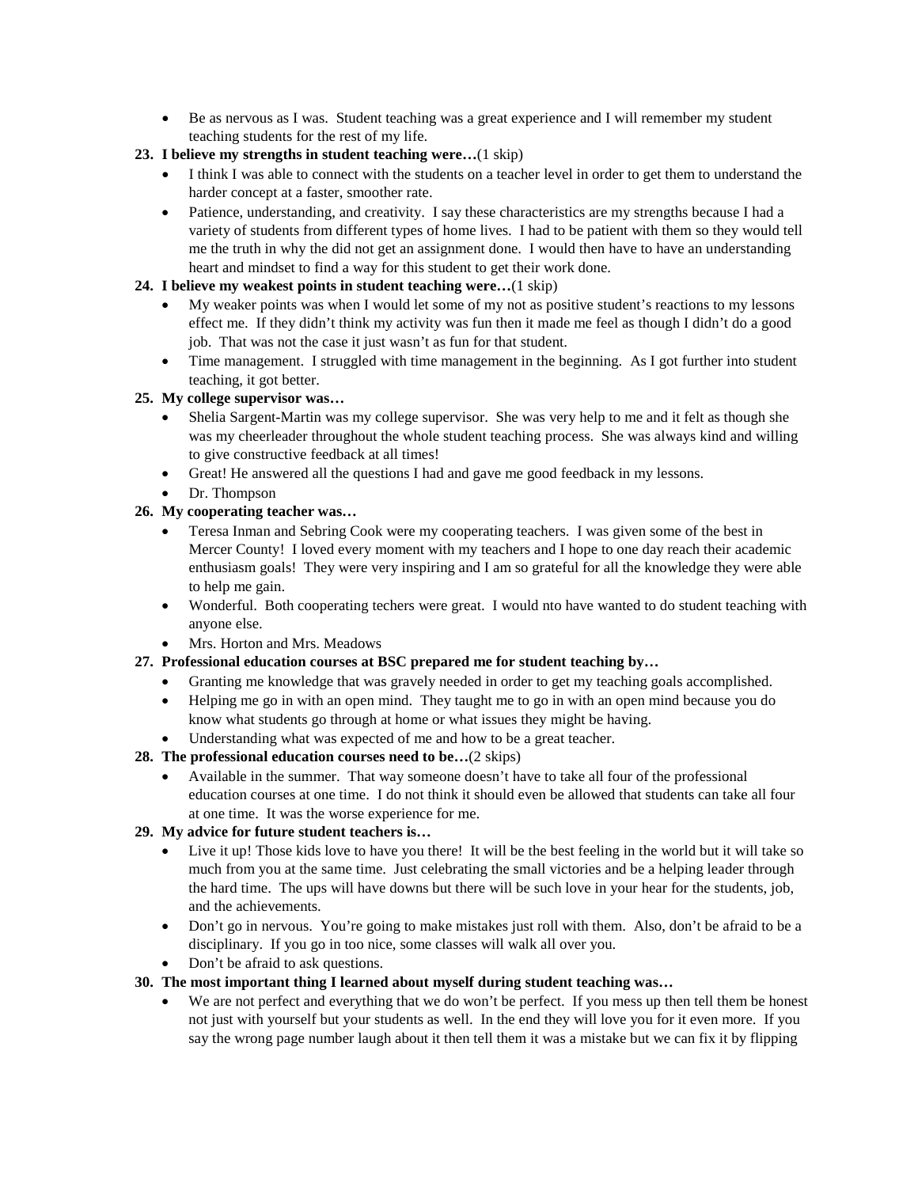- Be as nervous as I was. Student teaching was a great experience and I will remember my student teaching students for the rest of my life.

**23. I believe my strengths in student teaching were…**(1 skip)

- I think I was able to connect with the students on a teacher level in order to get them to understand the harder concept at a faster, smoother rate.
- Patience, understanding, and creativity. I say these characteristics are my strengths because I had a variety of students from different types of home lives. I had to be patient with them so they would tell me the truth in why the did not get an assignment done. I would then have to have an understanding heart and mindset to find a way for this student to get their work done.

**24. I believe my weakest points in student teaching were…**(1 skip)

- My weaker points was when I would let some of my not as positive student's reactions to my lessons effect me. If they didn't think my activity was fun then it made me feel as though I didn't do a good job. That was not the case it just wasn't as fun for that student.
- Time management. I struggled with time management in the beginning. As I got further into student teaching, it got better.

**25. My college supervisor was…**

- Shelia Sargent-Martin was my college supervisor. She was very help to me and it felt as though she was my cheerleader throughout the whole student teaching process. She was always kind and willing to give constructive feedback at all times!
- Great! He answered all the questions I had and gave me good feedback in my lessons.
- Dr. Thompson

**26. My cooperating teacher was…**

- Teresa Inman and Sebring Cook were my cooperating teachers. I was given some of the best in Mercer County! I loved every moment with my teachers and I hope to one day reach their academic enthusiasm goals! They were very inspiring and I am so grateful for all the knowledge they were able to help me gain.
- Wonderful. Both cooperating techers were great. I would nto have wanted to do student teaching with anyone else.
- Mrs. Horton and Mrs. Meadows

**27. Professional education courses at BSC prepared me for student teaching by…**

- Granting me knowledge that was gravely needed in order to get my teaching goals accomplished.
- Helping me go in with an open mind. They taught me to go in with an open mind because you do know what students go through at home or what issues they might be having.
- Understanding what was expected of me and how to be a great teacher.

**28. The professional education courses need to be…**(2 skips)

- Available in the summer. That way someone doesn't have to take all four of the professional education courses at one time. I do not think it should even be allowed that students can take all four at one time. It was the worse experience for me.

**29. My advice for future student teachers is…**

- Live it up! Those kids love to have you there! It will be the best feeling in the world but it will take so much from you at the same time. Just celebrating the small victories and be a helping leader through the hard time. The ups will have downs but there will be such love in your hear for the students, job, and the achievements.
- Don't go in nervous. You're going to make mistakes just roll with them. Also, don't be afraid to be a disciplinary. If you go in too nice, some classes will walk all over you.
- Don't be afraid to ask questions.

**30. The most important thing I learned about myself during student teaching was…**

- We are not perfect and everything that we do won't be perfect. If you mess up then tell them be honest not just with yourself but your students as well. In the end they will love you for it even more. If you say the wrong page number laugh about it then tell them it was a mistake but we can fix it by flipping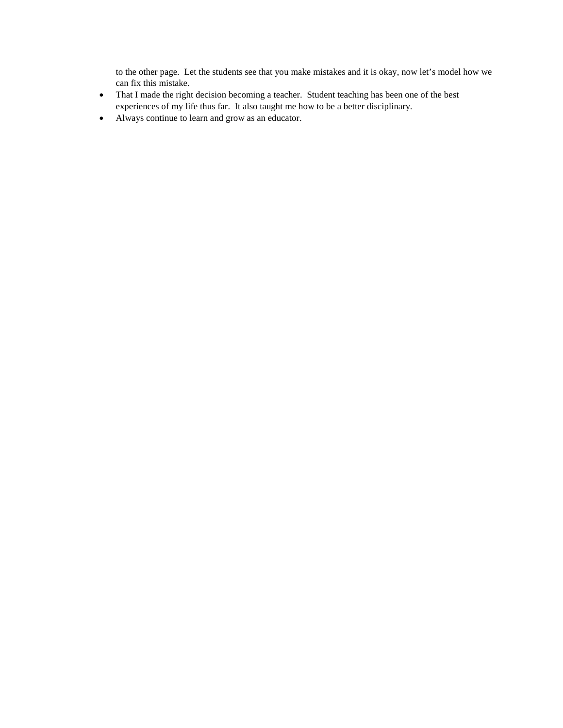to the other page.  Let the students see that you make mistakes and it is okay, now let's model how we can fix this mistake.

- That I made the right decision becoming a teacher.  Student teaching has been one of the best experiences of my life thus far.  It also taught me how to be a better disciplinary.
- Always continue to learn and grow as an educator.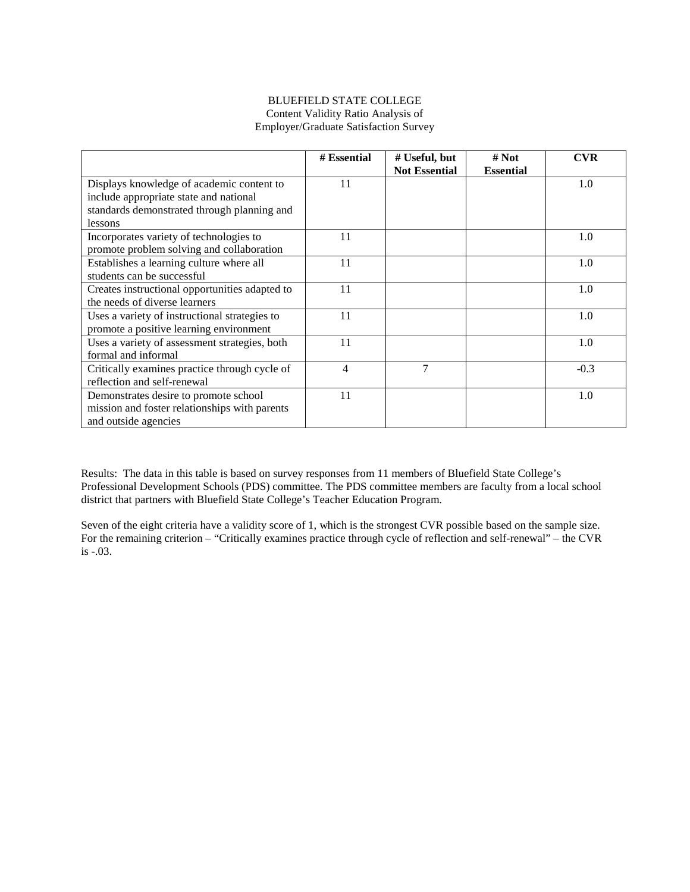BLUEFIELD STATE COLLEGE
Content Validity Ratio Analysis of
Employer/Graduate Satisfaction Survey

| | # Essential | # Useful, but Not Essential | # Not Essential | CVR |
|---|---|---|---|---|
| Displays knowledge of academic content to include appropriate state and national standards demonstrated through planning and lessons | 11 | | | 1.0 |
| Incorporates variety of technologies to promote problem solving and collaboration | 11 | | | 1.0 |
| Establishes a learning culture where all students can be successful | 11 | | | 1.0 |
| Creates instructional opportunities adapted to the needs of diverse learners | 11 | | | 1.0 |
| Uses a variety of instructional strategies to promote a positive learning environment | 11 | | | 1.0 |
| Uses a variety of assessment strategies, both formal and informal | 11 | | | 1.0 |
| Critically examines practice through cycle of reflection and self-renewal | 4 | 7 | | -0.3 |
| Demonstrates desire to promote school mission and foster relationships with parents and outside agencies | 11 | | | 1.0 |

Results: The data in this table is based on survey responses from 11 members of Bluefield State College's Professional Development Schools (PDS) committee. The PDS committee members are faculty from a local school district that partners with Bluefield State College's Teacher Education Program.

Seven of the eight criteria have a validity score of 1, which is the strongest CVR possible based on the sample size. For the remaining criterion – "Critically examines practice through cycle of reflection and self-renewal" – the CVR is -.03.